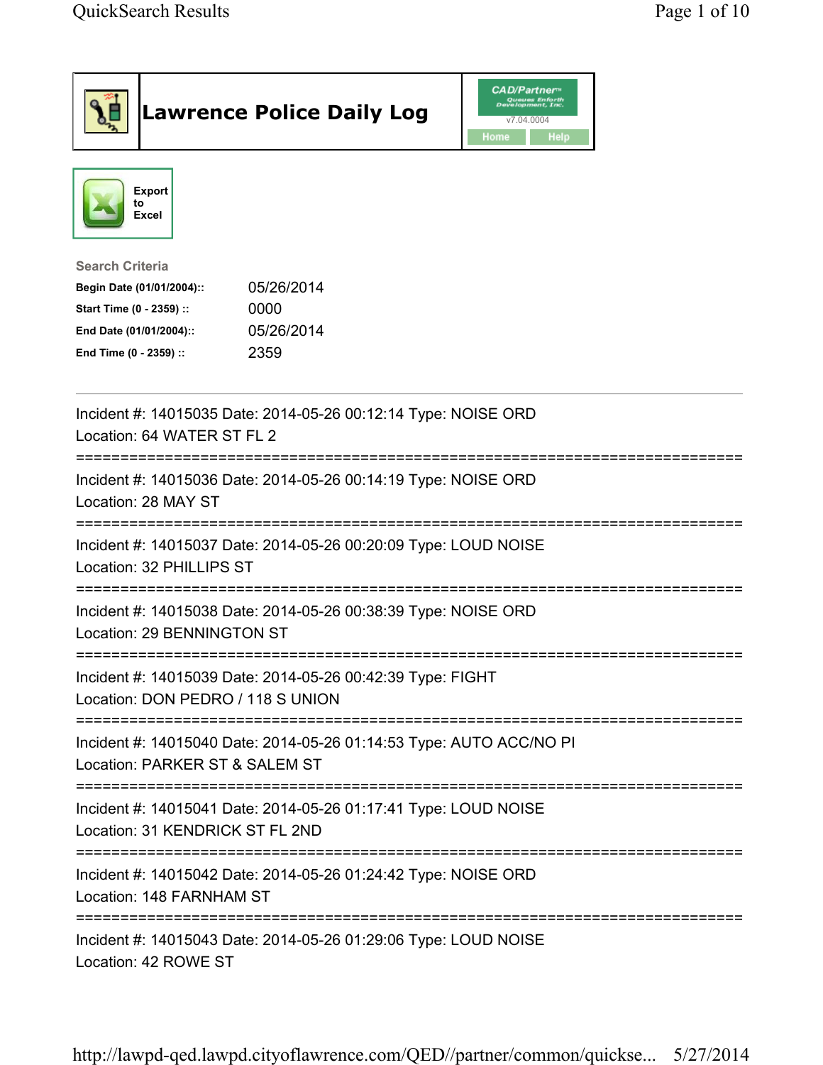# Lawrence Police Daily Log

CAD/Partner v7.04.0004

Home | Help

Export to Excel

**Search Criteria**

| | |
|---|---|
| **Begin Date (01/01/2004)::** | 05/26/2014 |
| **Start Time (0 - 2359) ::** | 0000 |
| **End Date (01/01/2004)::** | 05/26/2014 |
| **End Time (0 - 2359) ::** | 2359 |

---

Incident #: 14015035 Date: 2014-05-26 00:12:14 Type: NOISE ORD
Location: 64 WATER ST FL 2

===========================================================================

Incident #: 14015036 Date: 2014-05-26 00:14:19 Type: NOISE ORD
Location: 28 MAY ST

===========================================================================

Incident #: 14015037 Date: 2014-05-26 00:20:09 Type: LOUD NOISE
Location: 32 PHILLIPS ST

===========================================================================

Incident #: 14015038 Date: 2014-05-26 00:38:39 Type: NOISE ORD
Location: 29 BENNINGTON ST

===========================================================================

Incident #: 14015039 Date: 2014-05-26 00:42:39 Type: FIGHT
Location: DON PEDRO / 118 S UNION

===========================================================================

Incident #: 14015040 Date: 2014-05-26 01:14:53 Type: AUTO ACC/NO PI
Location: PARKER ST & SALEM ST

===========================================================================

Incident #: 14015041 Date: 2014-05-26 01:17:41 Type: LOUD NOISE
Location: 31 KENDRICK ST FL 2ND

===========================================================================

Incident #: 14015042 Date: 2014-05-26 01:24:42 Type: NOISE ORD
Location: 148 FARNHAM ST

===========================================================================

Incident #: 14015043 Date: 2014-05-26 01:29:06 Type: LOUD NOISE
Location: 42 ROWE ST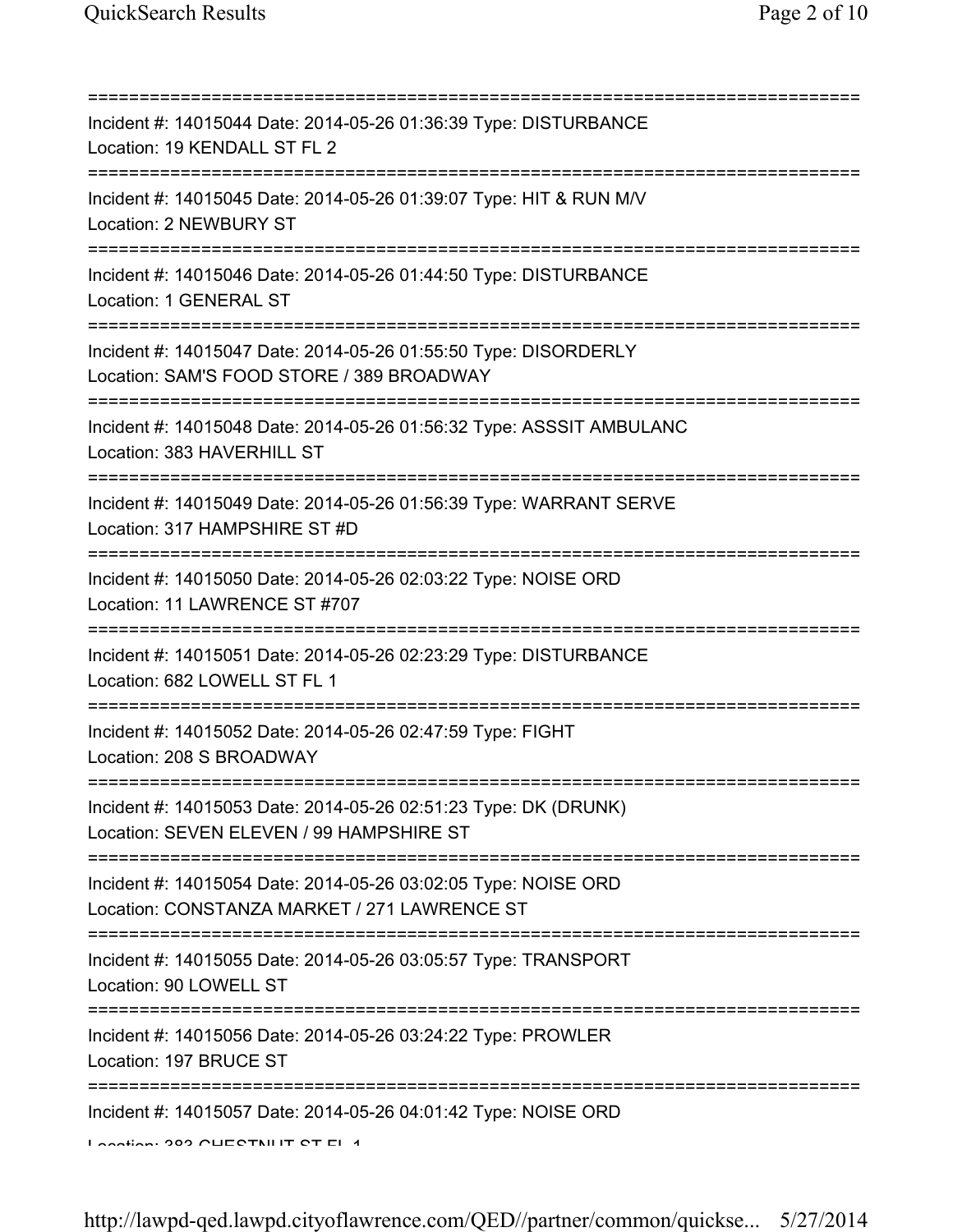===========================================================================
Incident #: 14015044 Date: 2014-05-26 01:36:39 Type: DISTURBANCE
Location: 19 KENDALL ST FL 2
===========================================================================
Incident #: 14015045 Date: 2014-05-26 01:39:07 Type: HIT & RUN M/V
Location: 2 NEWBURY ST
===========================================================================
Incident #: 14015046 Date: 2014-05-26 01:44:50 Type: DISTURBANCE
Location: 1 GENERAL ST
===========================================================================
Incident #: 14015047 Date: 2014-05-26 01:55:50 Type: DISORDERLY
Location: SAM'S FOOD STORE / 389 BROADWAY
===========================================================================
Incident #: 14015048 Date: 2014-05-26 01:56:32 Type: ASSSIT AMBULANC
Location: 383 HAVERHILL ST
===========================================================================
Incident #: 14015049 Date: 2014-05-26 01:56:39 Type: WARRANT SERVE
Location: 317 HAMPSHIRE ST #D
===========================================================================
Incident #: 14015050 Date: 2014-05-26 02:03:22 Type: NOISE ORD
Location: 11 LAWRENCE ST #707
===========================================================================
Incident #: 14015051 Date: 2014-05-26 02:23:29 Type: DISTURBANCE
Location: 682 LOWELL ST FL 1
===========================================================================
Incident #: 14015052 Date: 2014-05-26 02:47:59 Type: FIGHT
Location: 208 S BROADWAY
===========================================================================
Incident #: 14015053 Date: 2014-05-26 02:51:23 Type: DK (DRUNK)
Location: SEVEN ELEVEN / 99 HAMPSHIRE ST
===========================================================================
Incident #: 14015054 Date: 2014-05-26 03:02:05 Type: NOISE ORD
Location: CONSTANZA MARKET / 271 LAWRENCE ST
===========================================================================
Incident #: 14015055 Date: 2014-05-26 03:05:57 Type: TRANSPORT
Location: 90 LOWELL ST
===========================================================================
Incident #: 14015056 Date: 2014-05-26 03:24:22 Type: PROWLER
Location: 197 BRUCE ST
===========================================================================
Incident #: 14015057 Date: 2014-05-26 04:01:42 Type: NOISE ORD
Location: 383 CHESTNUT ST FL 1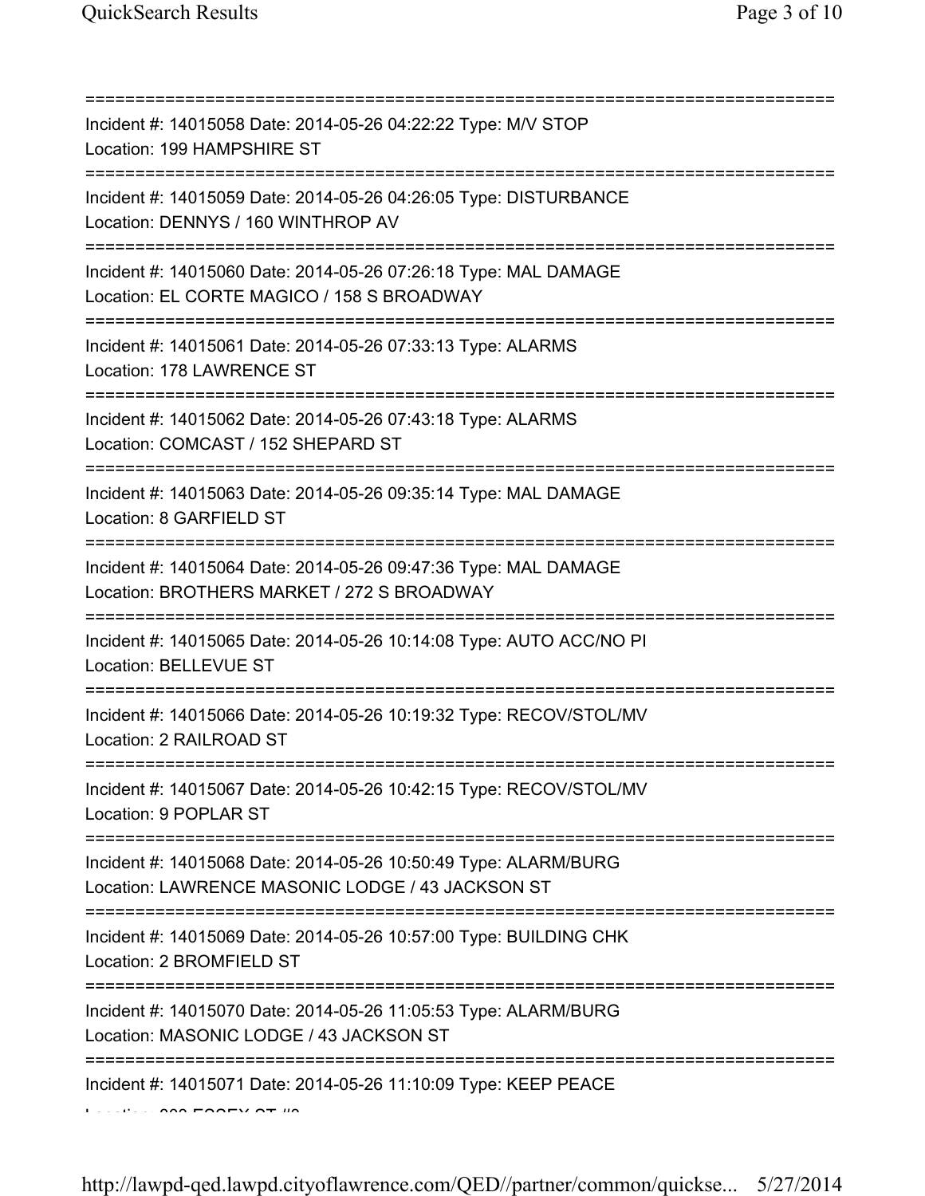===========================================================================
Incident #: 14015058 Date: 2014-05-26 04:22:22 Type: M/V STOP
Location: 199 HAMPSHIRE ST
===========================================================================
Incident #: 14015059 Date: 2014-05-26 04:26:05 Type: DISTURBANCE
Location: DENNYS / 160 WINTHROP AV
===========================================================================
Incident #: 14015060 Date: 2014-05-26 07:26:18 Type: MAL DAMAGE
Location: EL CORTE MAGICO / 158 S BROADWAY
===========================================================================
Incident #: 14015061 Date: 2014-05-26 07:33:13 Type: ALARMS
Location: 178 LAWRENCE ST
===========================================================================
Incident #: 14015062 Date: 2014-05-26 07:43:18 Type: ALARMS
Location: COMCAST / 152 SHEPARD ST
===========================================================================
Incident #: 14015063 Date: 2014-05-26 09:35:14 Type: MAL DAMAGE
Location: 8 GARFIELD ST
===========================================================================
Incident #: 14015064 Date: 2014-05-26 09:47:36 Type: MAL DAMAGE
Location: BROTHERS MARKET / 272 S BROADWAY
===========================================================================
Incident #: 14015065 Date: 2014-05-26 10:14:08 Type: AUTO ACC/NO PI
Location: BELLEVUE ST
===========================================================================
Incident #: 14015066 Date: 2014-05-26 10:19:32 Type: RECOV/STOL/MV
Location: 2 RAILROAD ST
===========================================================================
Incident #: 14015067 Date: 2014-05-26 10:42:15 Type: RECOV/STOL/MV
Location: 9 POPLAR ST
===========================================================================
Incident #: 14015068 Date: 2014-05-26 10:50:49 Type: ALARM/BURG
Location: LAWRENCE MASONIC LODGE / 43 JACKSON ST
===========================================================================
Incident #: 14015069 Date: 2014-05-26 10:57:00 Type: BUILDING CHK
Location: 2 BROMFIELD ST
===========================================================================
Incident #: 14015070 Date: 2014-05-26 11:05:53 Type: ALARM/BURG
Location: MASONIC LODGE / 43 JACKSON ST
===========================================================================
Incident #: 14015071 Date: 2014-05-26 11:10:09 Type: KEEP PEACE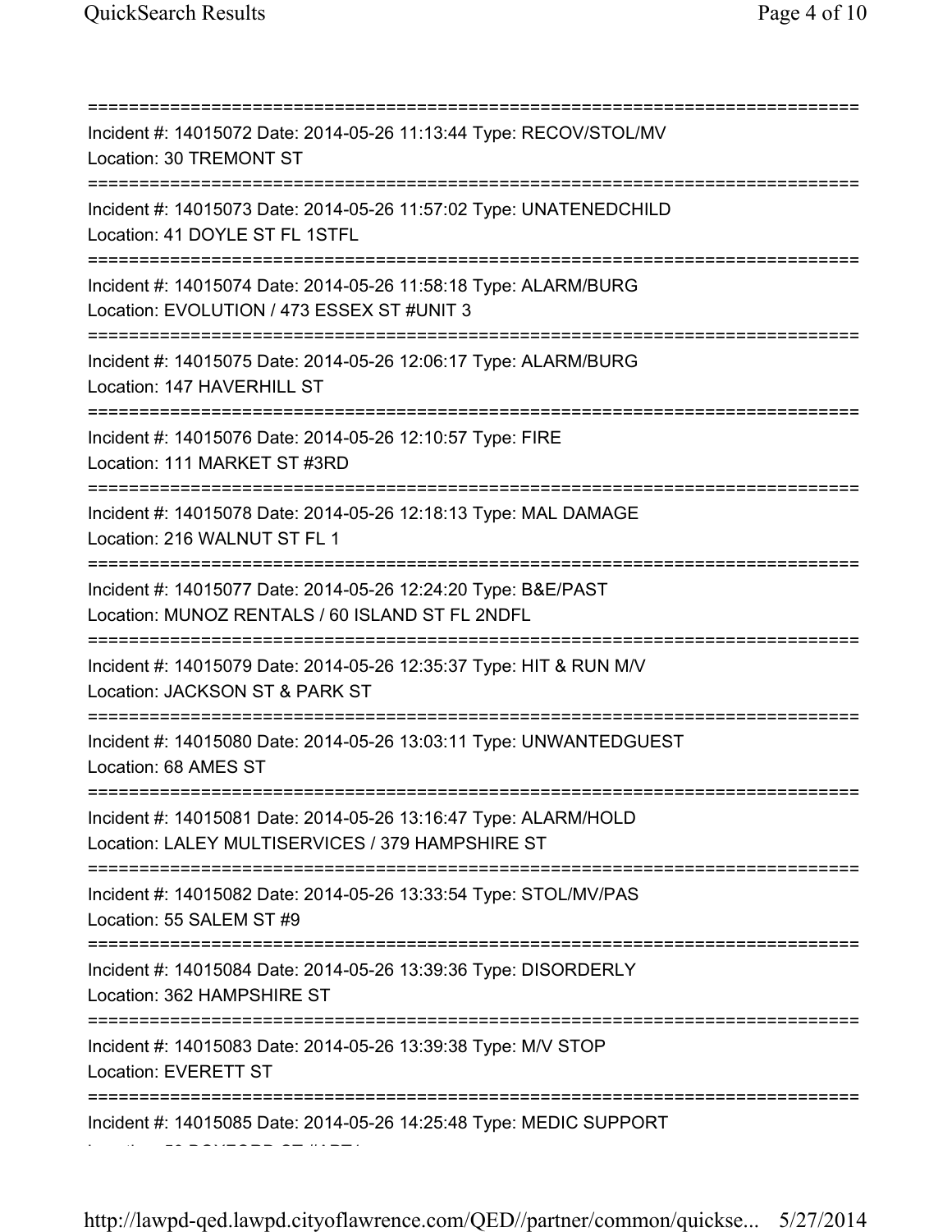===========================================================================
Incident #: 14015072 Date: 2014-05-26 11:13:44 Type: RECOV/STOL/MV
Location: 30 TREMONT ST
===========================================================================
Incident #: 14015073 Date: 2014-05-26 11:57:02 Type: UNATENEDCHILD
Location: 41 DOYLE ST FL 1STFL
===========================================================================
Incident #: 14015074 Date: 2014-05-26 11:58:18 Type: ALARM/BURG
Location: EVOLUTION / 473 ESSEX ST #UNIT 3
===========================================================================
Incident #: 14015075 Date: 2014-05-26 12:06:17 Type: ALARM/BURG
Location: 147 HAVERHILL ST
===========================================================================
Incident #: 14015076 Date: 2014-05-26 12:10:57 Type: FIRE
Location: 111 MARKET ST #3RD
===========================================================================
Incident #: 14015078 Date: 2014-05-26 12:18:13 Type: MAL DAMAGE
Location: 216 WALNUT ST FL 1
===========================================================================
Incident #: 14015077 Date: 2014-05-26 12:24:20 Type: B&E/PAST
Location: MUNOZ RENTALS / 60 ISLAND ST FL 2NDFL
===========================================================================
Incident #: 14015079 Date: 2014-05-26 12:35:37 Type: HIT & RUN M/V
Location: JACKSON ST & PARK ST
===========================================================================
Incident #: 14015080 Date: 2014-05-26 13:03:11 Type: UNWANTEDGUEST
Location: 68 AMES ST
===========================================================================
Incident #: 14015081 Date: 2014-05-26 13:16:47 Type: ALARM/HOLD
Location: LALEY MULTISERVICES / 379 HAMPSHIRE ST
===========================================================================
Incident #: 14015082 Date: 2014-05-26 13:33:54 Type: STOL/MV/PAS
Location: 55 SALEM ST #9
===========================================================================
Incident #: 14015084 Date: 2014-05-26 13:39:36 Type: DISORDERLY
Location: 362 HAMPSHIRE ST
===========================================================================
Incident #: 14015083 Date: 2014-05-26 13:39:38 Type: M/V STOP
Location: EVERETT ST
===========================================================================
Incident #: 14015085 Date: 2014-05-26 14:25:48 Type: MEDIC SUPPORT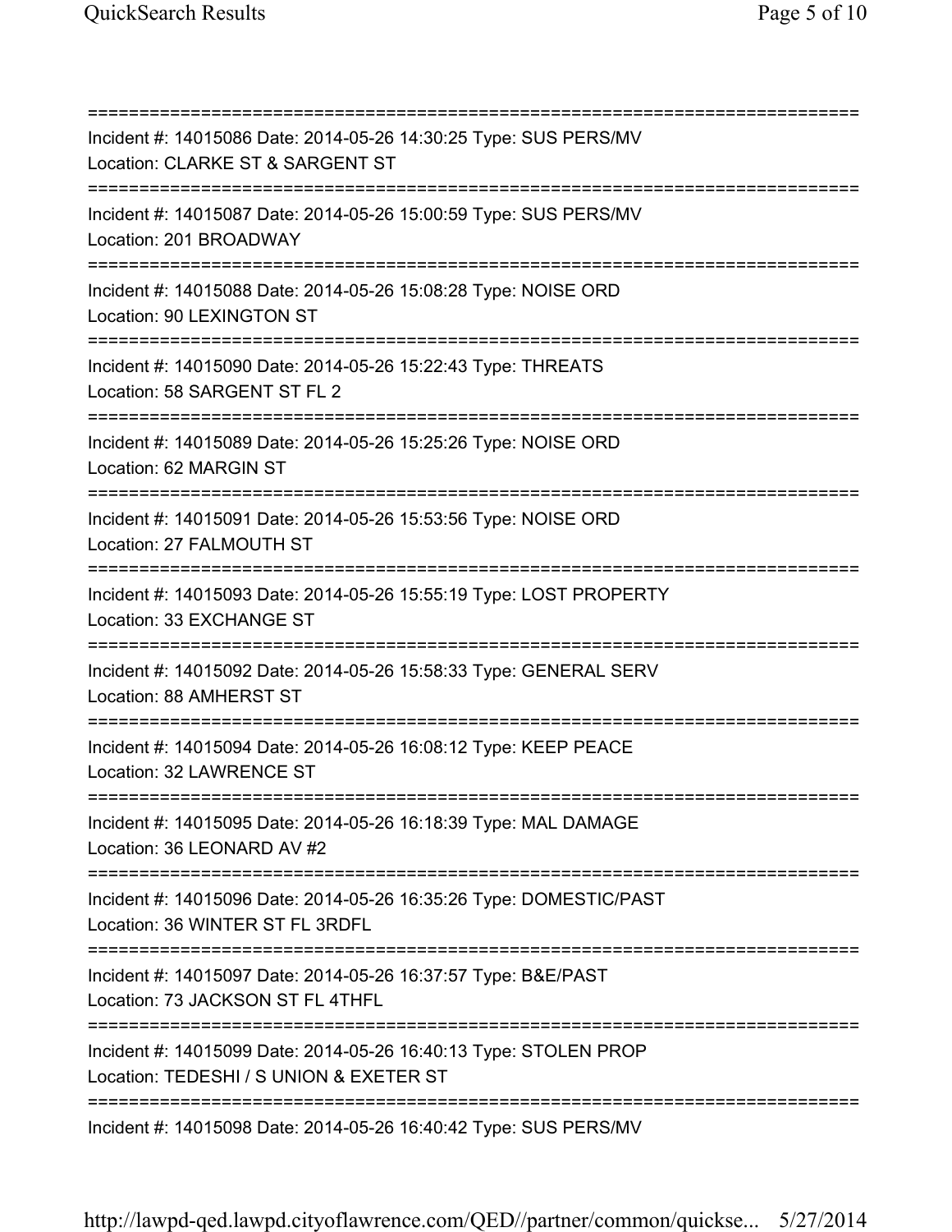===========================================================================

Incident #: 14015086 Date: 2014-05-26 14:30:25 Type: SUS PERS/MV
Location: CLARKE ST & SARGENT ST

===========================================================================

Incident #: 14015087 Date: 2014-05-26 15:00:59 Type: SUS PERS/MV
Location: 201 BROADWAY

===========================================================================

Incident #: 14015088 Date: 2014-05-26 15:08:28 Type: NOISE ORD
Location: 90 LEXINGTON ST

===========================================================================

Incident #: 14015090 Date: 2014-05-26 15:22:43 Type: THREATS
Location: 58 SARGENT ST FL 2

===========================================================================

Incident #: 14015089 Date: 2014-05-26 15:25:26 Type: NOISE ORD
Location: 62 MARGIN ST

===========================================================================

Incident #: 14015091 Date: 2014-05-26 15:53:56 Type: NOISE ORD
Location: 27 FALMOUTH ST

===========================================================================

Incident #: 14015093 Date: 2014-05-26 15:55:19 Type: LOST PROPERTY
Location: 33 EXCHANGE ST

===========================================================================

Incident #: 14015092 Date: 2014-05-26 15:58:33 Type: GENERAL SERV
Location: 88 AMHERST ST

===========================================================================

Incident #: 14015094 Date: 2014-05-26 16:08:12 Type: KEEP PEACE
Location: 32 LAWRENCE ST

===========================================================================

Incident #: 14015095 Date: 2014-05-26 16:18:39 Type: MAL DAMAGE
Location: 36 LEONARD AV #2

===========================================================================

Incident #: 14015096 Date: 2014-05-26 16:35:26 Type: DOMESTIC/PAST
Location: 36 WINTER ST FL 3RDFL

===========================================================================

Incident #: 14015097 Date: 2014-05-26 16:37:57 Type: B&E/PAST
Location: 73 JACKSON ST FL 4THFL

===========================================================================

Incident #: 14015099 Date: 2014-05-26 16:40:13 Type: STOLEN PROP
Location: TEDESHI / S UNION & EXETER ST

===========================================================================

Incident #: 14015098 Date: 2014-05-26 16:40:42 Type: SUS PERS/MV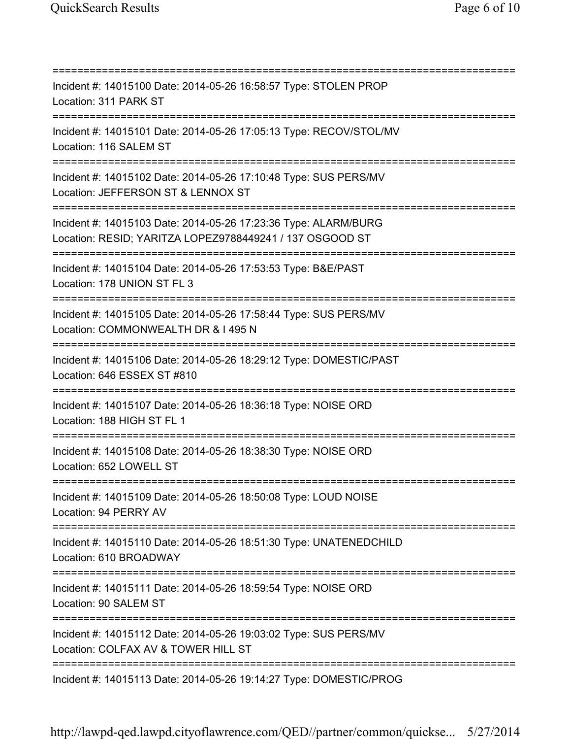===========================================================================
Incident #: 14015100 Date: 2014-05-26 16:58:57 Type: STOLEN PROP
Location: 311 PARK ST
===========================================================================
Incident #: 14015101 Date: 2014-05-26 17:05:13 Type: RECOV/STOL/MV
Location: 116 SALEM ST
===========================================================================
Incident #: 14015102 Date: 2014-05-26 17:10:48 Type: SUS PERS/MV
Location: JEFFERSON ST & LENNOX ST
===========================================================================
Incident #: 14015103 Date: 2014-05-26 17:23:36 Type: ALARM/BURG
Location: RESID; YARITZA LOPEZ9788449241 / 137 OSGOOD ST
===========================================================================
Incident #: 14015104 Date: 2014-05-26 17:53:53 Type: B&E/PAST
Location: 178 UNION ST FL 3
===========================================================================
Incident #: 14015105 Date: 2014-05-26 17:58:44 Type: SUS PERS/MV
Location: COMMONWEALTH DR & I 495 N
===========================================================================
Incident #: 14015106 Date: 2014-05-26 18:29:12 Type: DOMESTIC/PAST
Location: 646 ESSEX ST #810
===========================================================================
Incident #: 14015107 Date: 2014-05-26 18:36:18 Type: NOISE ORD
Location: 188 HIGH ST FL 1
===========================================================================
Incident #: 14015108 Date: 2014-05-26 18:38:30 Type: NOISE ORD
Location: 652 LOWELL ST
===========================================================================
Incident #: 14015109 Date: 2014-05-26 18:50:08 Type: LOUD NOISE
Location: 94 PERRY AV
===========================================================================
Incident #: 14015110 Date: 2014-05-26 18:51:30 Type: UNATENEDCHILD
Location: 610 BROADWAY
===========================================================================
Incident #: 14015111 Date: 2014-05-26 18:59:54 Type: NOISE ORD
Location: 90 SALEM ST
===========================================================================
Incident #: 14015112 Date: 2014-05-26 19:03:02 Type: SUS PERS/MV
Location: COLFAX AV & TOWER HILL ST
===========================================================================
Incident #: 14015113 Date: 2014-05-26 19:14:27 Type: DOMESTIC/PROG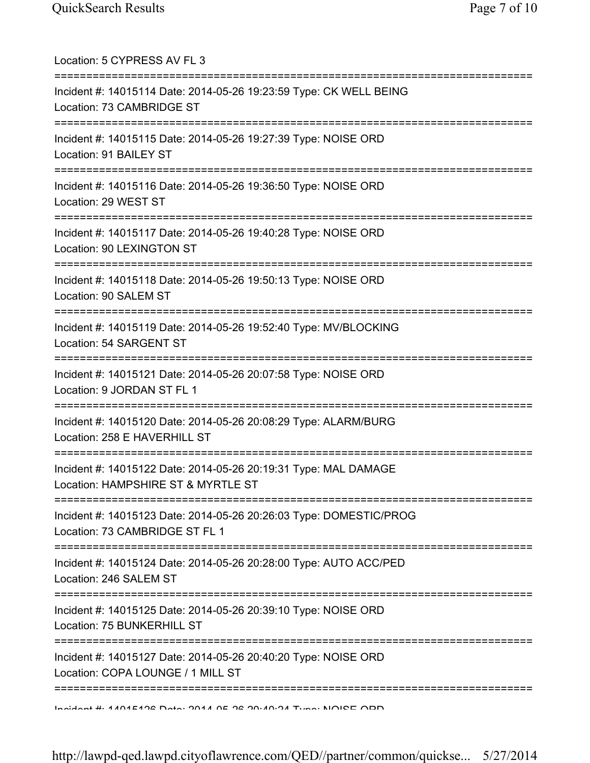Location: 5 CYPRESS AV FL 3

===========================================================================

Incident #: 14015114 Date: 2014-05-26 19:23:59 Type: CK WELL BEING
Location: 73 CAMBRIDGE ST

===========================================================================

Incident #: 14015115 Date: 2014-05-26 19:27:39 Type: NOISE ORD
Location: 91 BAILEY ST

===========================================================================

Incident #: 14015116 Date: 2014-05-26 19:36:50 Type: NOISE ORD
Location: 29 WEST ST

===========================================================================

Incident #: 14015117 Date: 2014-05-26 19:40:28 Type: NOISE ORD
Location: 90 LEXINGTON ST

===========================================================================

Incident #: 14015118 Date: 2014-05-26 19:50:13 Type: NOISE ORD
Location: 90 SALEM ST

===========================================================================

Incident #: 14015119 Date: 2014-05-26 19:52:40 Type: MV/BLOCKING
Location: 54 SARGENT ST

===========================================================================

Incident #: 14015121 Date: 2014-05-26 20:07:58 Type: NOISE ORD
Location: 9 JORDAN ST FL 1

===========================================================================

Incident #: 14015120 Date: 2014-05-26 20:08:29 Type: ALARM/BURG
Location: 258 E HAVERHILL ST

===========================================================================

Incident #: 14015122 Date: 2014-05-26 20:19:31 Type: MAL DAMAGE
Location: HAMPSHIRE ST & MYRTLE ST

===========================================================================

Incident #: 14015123 Date: 2014-05-26 20:26:03 Type: DOMESTIC/PROG
Location: 73 CAMBRIDGE ST FL 1

===========================================================================

Incident #: 14015124 Date: 2014-05-26 20:28:00 Type: AUTO ACC/PED
Location: 246 SALEM ST

===========================================================================

Incident #: 14015125 Date: 2014-05-26 20:39:10 Type: NOISE ORD
Location: 75 BUNKERHILL ST

===========================================================================

Incident #: 14015127 Date: 2014-05-26 20:40:20 Type: NOISE ORD
Location: COPA LOUNGE / 1 MILL ST

===========================================================================

Incident #: 14015126 Date: 2014-05-26 20:40:24 Type: NOISE ORD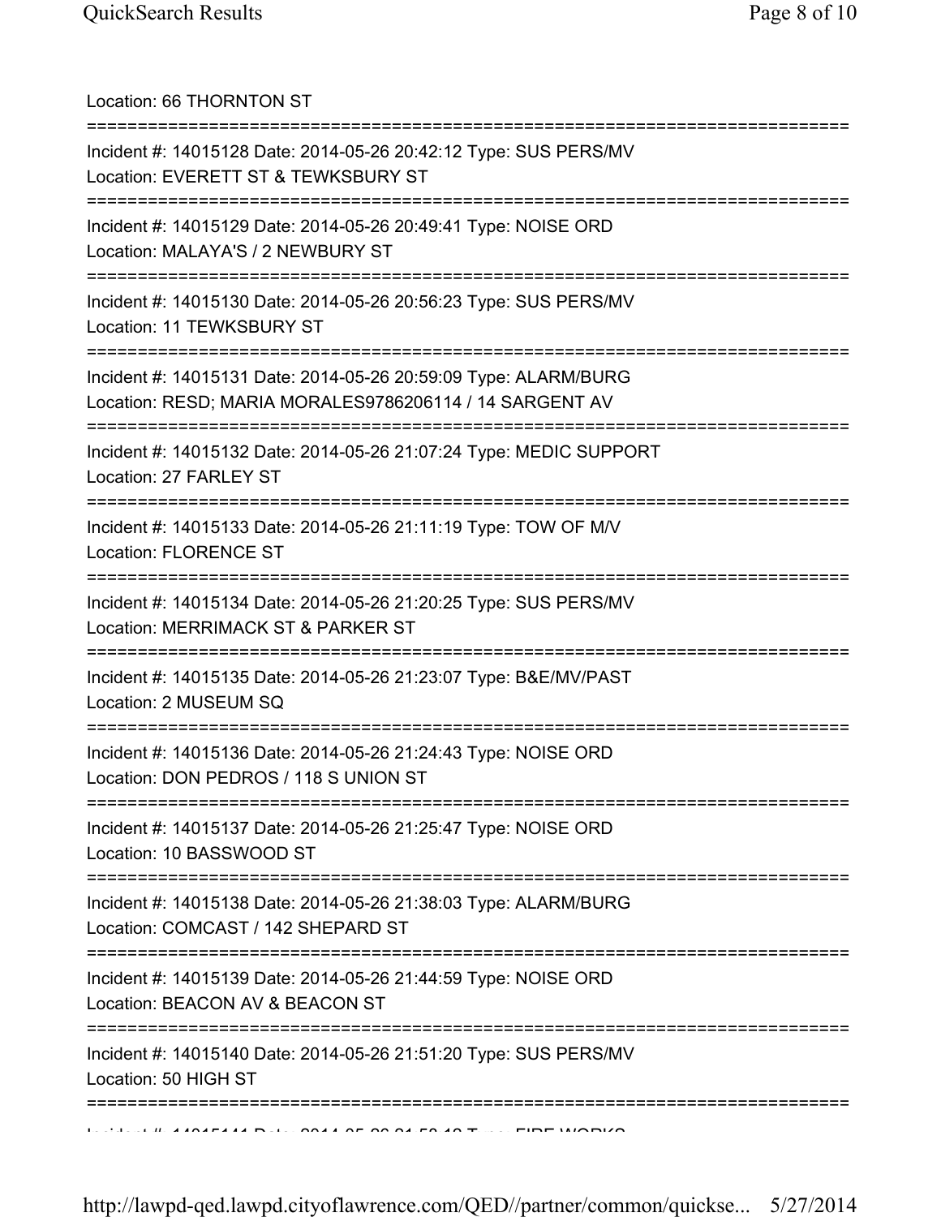Location: 66 THORNTON ST

===========================================================================

Incident #: 14015128 Date: 2014-05-26 20:42:12 Type: SUS PERS/MV
Location: EVERETT ST & TEWKSBURY ST

===========================================================================

Incident #: 14015129 Date: 2014-05-26 20:49:41 Type: NOISE ORD
Location: MALAYA'S / 2 NEWBURY ST

===========================================================================

Incident #: 14015130 Date: 2014-05-26 20:56:23 Type: SUS PERS/MV
Location: 11 TEWKSBURY ST

===========================================================================

Incident #: 14015131 Date: 2014-05-26 20:59:09 Type: ALARM/BURG
Location: RESD; MARIA MORALES9786206114 / 14 SARGENT AV

===========================================================================

Incident #: 14015132 Date: 2014-05-26 21:07:24 Type: MEDIC SUPPORT
Location: 27 FARLEY ST

===========================================================================

Incident #: 14015133 Date: 2014-05-26 21:11:19 Type: TOW OF M/V
Location: FLORENCE ST

===========================================================================

Incident #: 14015134 Date: 2014-05-26 21:20:25 Type: SUS PERS/MV
Location: MERRIMACK ST & PARKER ST

===========================================================================

Incident #: 14015135 Date: 2014-05-26 21:23:07 Type: B&E/MV/PAST
Location: 2 MUSEUM SQ

===========================================================================

Incident #: 14015136 Date: 2014-05-26 21:24:43 Type: NOISE ORD
Location: DON PEDROS / 118 S UNION ST

===========================================================================

Incident #: 14015137 Date: 2014-05-26 21:25:47 Type: NOISE ORD
Location: 10 BASSWOOD ST

===========================================================================

Incident #: 14015138 Date: 2014-05-26 21:38:03 Type: ALARM/BURG
Location: COMCAST / 142 SHEPARD ST

===========================================================================

Incident #: 14015139 Date: 2014-05-26 21:44:59 Type: NOISE ORD
Location: BEACON AV & BEACON ST

===========================================================================

Incident #: 14015140 Date: 2014-05-26 21:51:20 Type: SUS PERS/MV
Location: 50 HIGH ST

===========================================================================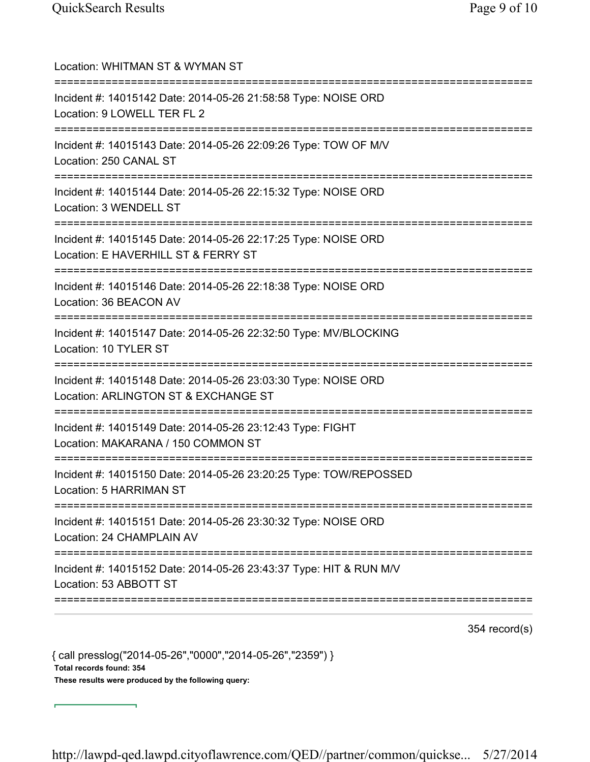Location: WHITMAN ST & WYMAN ST

===========================================================================

Incident #: 14015142 Date: 2014-05-26 21:58:58 Type: NOISE ORD
Location: 9 LOWELL TER FL 2

===========================================================================

Incident #: 14015143 Date: 2014-05-26 22:09:26 Type: TOW OF M/V
Location: 250 CANAL ST

===========================================================================

Incident #: 14015144 Date: 2014-05-26 22:15:32 Type: NOISE ORD
Location: 3 WENDELL ST

===========================================================================

Incident #: 14015145 Date: 2014-05-26 22:17:25 Type: NOISE ORD
Location: E HAVERHILL ST & FERRY ST

===========================================================================

Incident #: 14015146 Date: 2014-05-26 22:18:38 Type: NOISE ORD
Location: 36 BEACON AV

===========================================================================

Incident #: 14015147 Date: 2014-05-26 22:32:50 Type: MV/BLOCKING
Location: 10 TYLER ST

===========================================================================

Incident #: 14015148 Date: 2014-05-26 23:03:30 Type: NOISE ORD
Location: ARLINGTON ST & EXCHANGE ST

===========================================================================

Incident #: 14015149 Date: 2014-05-26 23:12:43 Type: FIGHT
Location: MAKARANA / 150 COMMON ST

===========================================================================

Incident #: 14015150 Date: 2014-05-26 23:20:25 Type: TOW/REPOSSED
Location: 5 HARRIMAN ST

===========================================================================

Incident #: 14015151 Date: 2014-05-26 23:30:32 Type: NOISE ORD
Location: 24 CHAMPLAIN AV

===========================================================================

Incident #: 14015152 Date: 2014-05-26 23:43:37 Type: HIT & RUN M/V
Location: 53 ABBOTT ST

===========================================================================

354 record(s)

{ call presslog("2014-05-26","0000","2014-05-26","2359") }

**Total records found: 354**

**These results were produced by the following query:**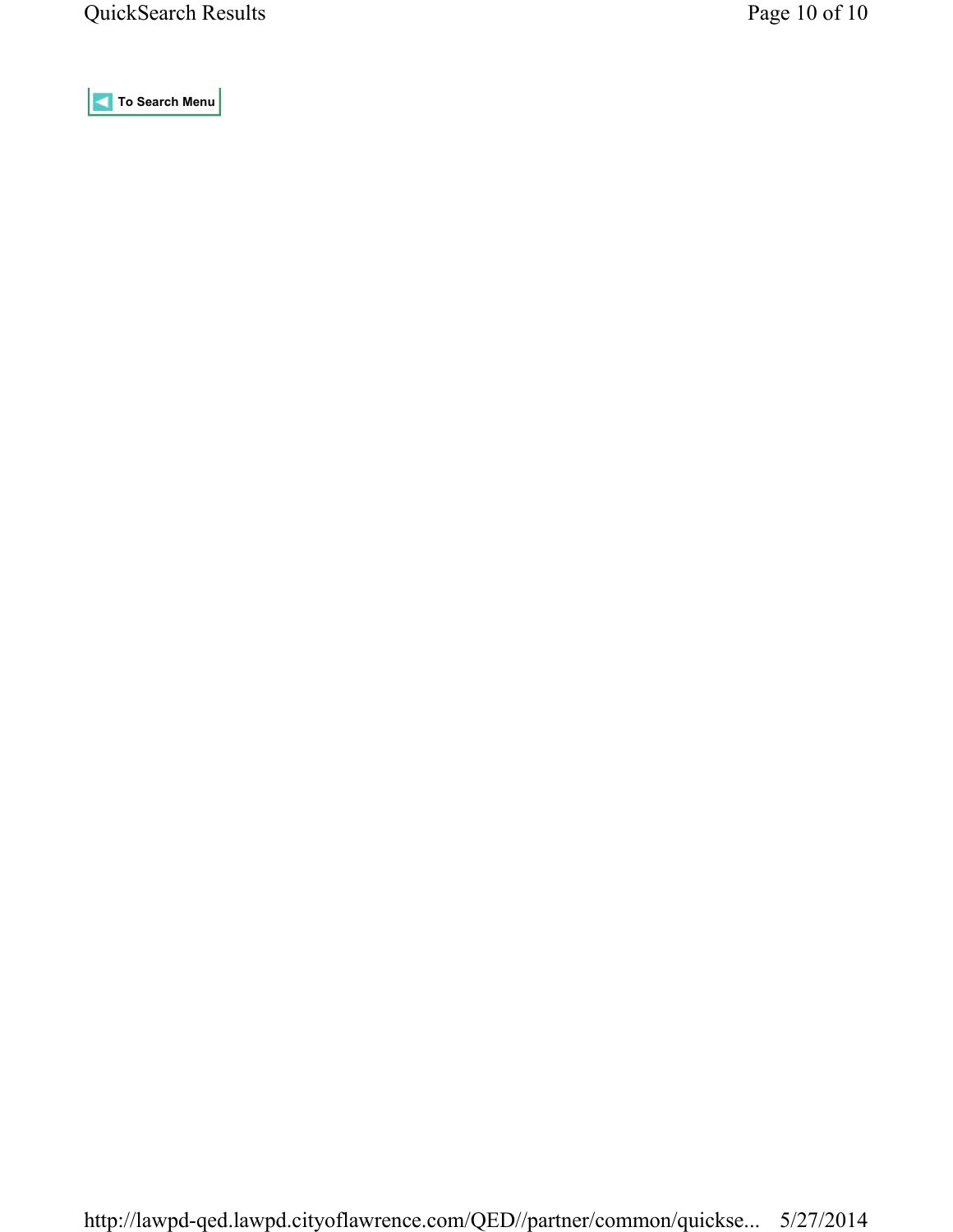To Search Menu